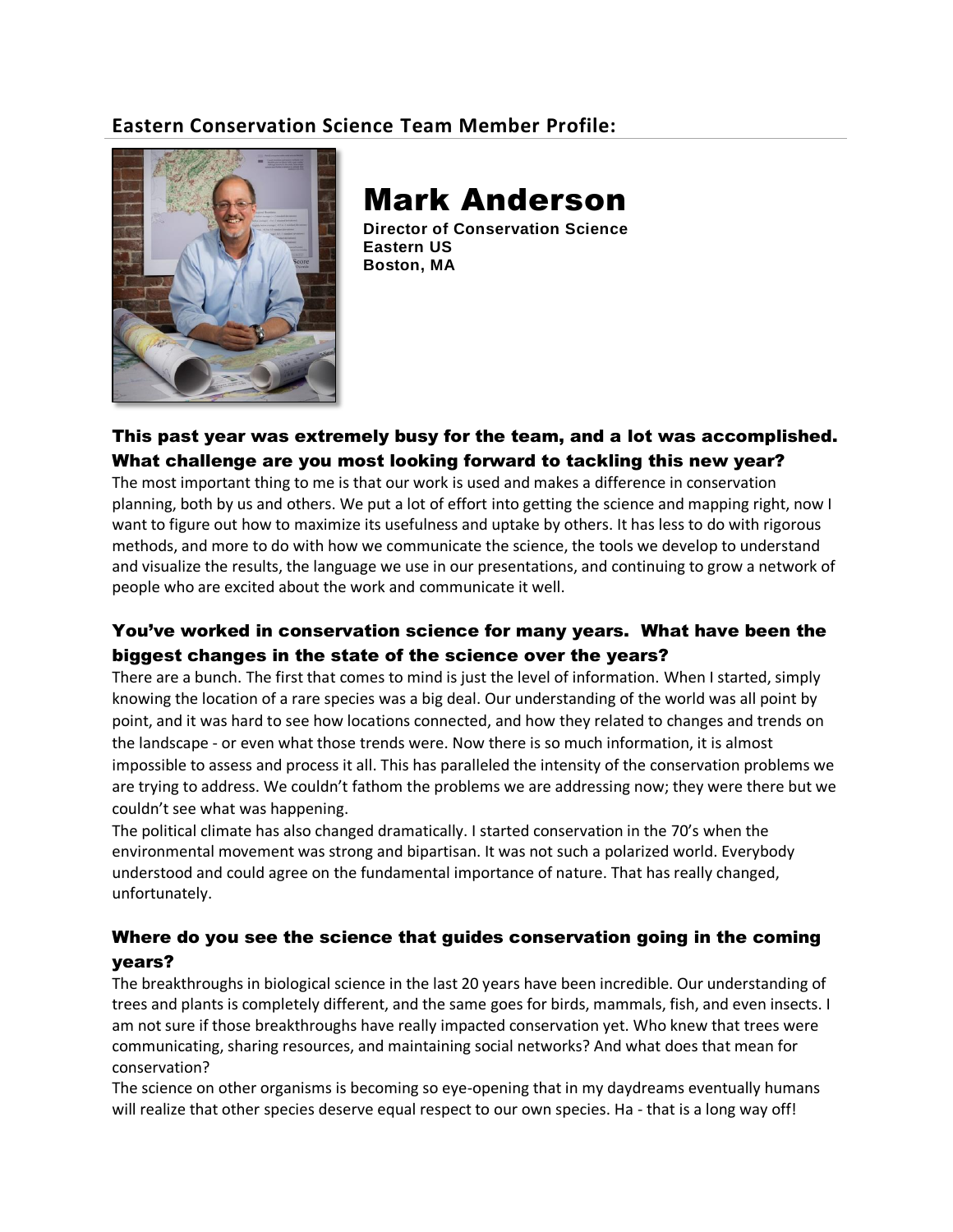## Eastern Conservation Science Team Member Profile:

# Mark Anderson

**Director of Conservation Science**
**Eastern US**
**Boston, MA**

### This past year was extremely busy for the team, and a lot was accomplished. What challenge are you most looking forward to tackling this new year?

The most important thing to me is that our work is used and makes a difference in conservation planning, both by us and others. We put a lot of effort into getting the science and mapping right, now I want to figure out how to maximize its usefulness and uptake by others. It has less to do with rigorous methods, and more to do with how we communicate the science, the tools we develop to understand and visualize the results, the language we use in our presentations, and continuing to grow a network of people who are excited about the work and communicate it well.

### You've worked in conservation science for many years. What have been the biggest changes in the state of the science over the years?

There are a bunch. The first that comes to mind is just the level of information. When I started, simply knowing the location of a rare species was a big deal. Our understanding of the world was all point by point, and it was hard to see how locations connected, and how they related to changes and trends on the landscape - or even what those trends were. Now there is so much information, it is almost impossible to assess and process it all. This has paralleled the intensity of the conservation problems we are trying to address. We couldn't fathom the problems we are addressing now; they were there but we couldn't see what was happening.

The political climate has also changed dramatically. I started conservation in the 70's when the environmental movement was strong and bipartisan. It was not such a polarized world. Everybody understood and could agree on the fundamental importance of nature. That has really changed, unfortunately.

### Where do you see the science that guides conservation going in the coming years?

The breakthroughs in biological science in the last 20 years have been incredible. Our understanding of trees and plants is completely different, and the same goes for birds, mammals, fish, and even insects. I am not sure if those breakthroughs have really impacted conservation yet. Who knew that trees were communicating, sharing resources, and maintaining social networks? And what does that mean for conservation?

The science on other organisms is becoming so eye-opening that in my daydreams eventually humans will realize that other species deserve equal respect to our own species. Ha - that is a long way off!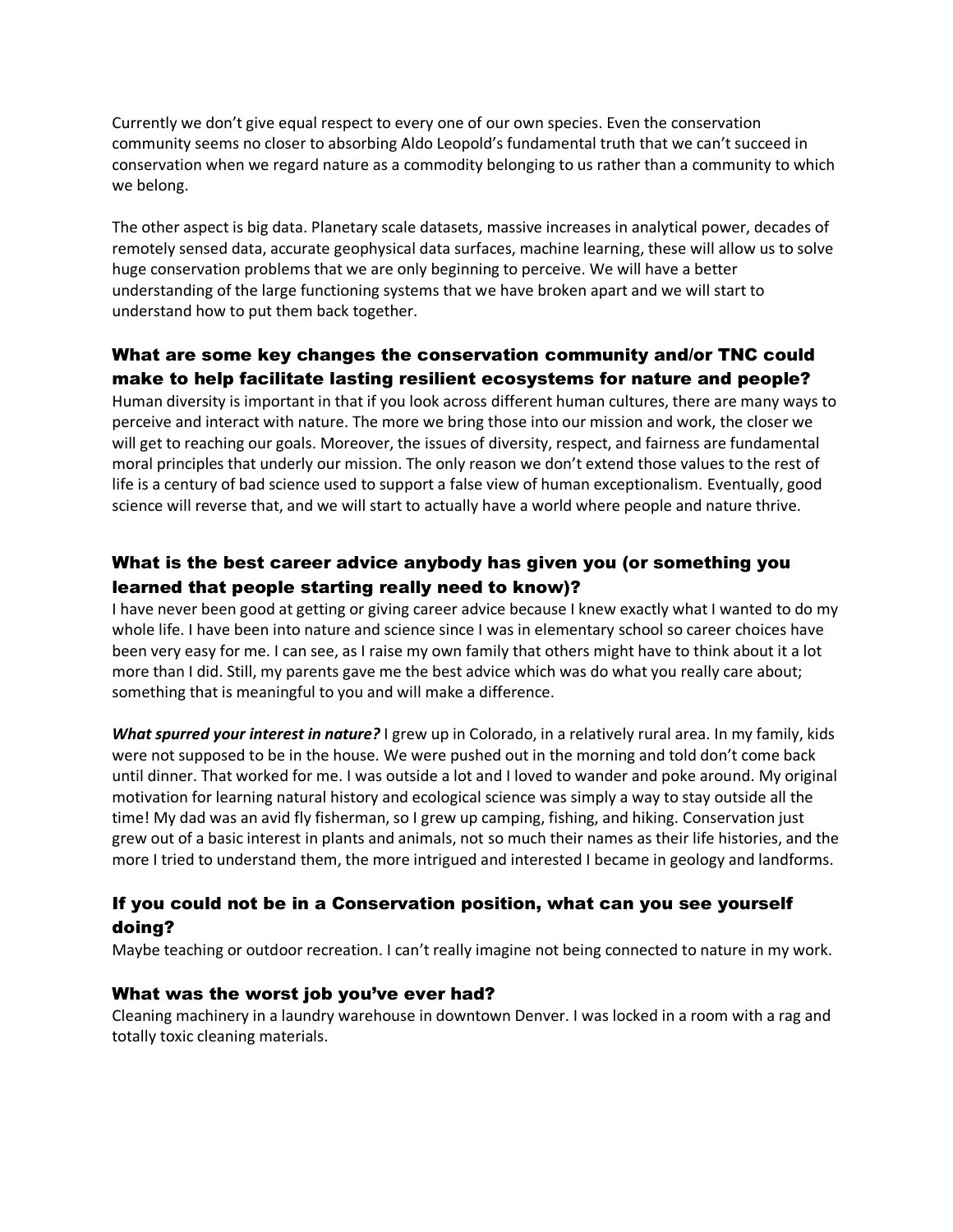Currently we don't give equal respect to every one of our own species. Even the conservation community seems no closer to absorbing Aldo Leopold's fundamental truth that we can't succeed in conservation when we regard nature as a commodity belonging to us rather than a community to which we belong.

The other aspect is big data. Planetary scale datasets, massive increases in analytical power, decades of remotely sensed data, accurate geophysical data surfaces, machine learning, these will allow us to solve huge conservation problems that we are only beginning to perceive. We will have a better understanding of the large functioning systems that we have broken apart and we will start to understand how to put them back together.

### What are some key changes the conservation community and/or TNC could make to help facilitate lasting resilient ecosystems for nature and people?

Human diversity is important in that if you look across different human cultures, there are many ways to perceive and interact with nature. The more we bring those into our mission and work, the closer we will get to reaching our goals. Moreover, the issues of diversity, respect, and fairness are fundamental moral principles that underly our mission. The only reason we don't extend those values to the rest of life is a century of bad science used to support a false view of human exceptionalism. Eventually, good science will reverse that, and we will start to actually have a world where people and nature thrive.

### What is the best career advice anybody has given you (or something you learned that people starting really need to know)?

I have never been good at getting or giving career advice because I knew exactly what I wanted to do my whole life. I have been into nature and science since I was in elementary school so career choices have been very easy for me. I can see, as I raise my own family that others might have to think about it a lot more than I did. Still, my parents gave me the best advice which was do what you really care about; something that is meaningful to you and will make a difference.

***What spurred your interest in nature?*** I grew up in Colorado, in a relatively rural area. In my family, kids were not supposed to be in the house. We were pushed out in the morning and told don't come back until dinner. That worked for me. I was outside a lot and I loved to wander and poke around. My original motivation for learning natural history and ecological science was simply a way to stay outside all the time! My dad was an avid fly fisherman, so I grew up camping, fishing, and hiking. Conservation just grew out of a basic interest in plants and animals, not so much their names as their life histories, and the more I tried to understand them, the more intrigued and interested I became in geology and landforms.

### If you could not be in a Conservation position, what can you see yourself doing?

Maybe teaching or outdoor recreation. I can't really imagine not being connected to nature in my work.

### What was the worst job you've ever had?

Cleaning machinery in a laundry warehouse in downtown Denver. I was locked in a room with a rag and totally toxic cleaning materials.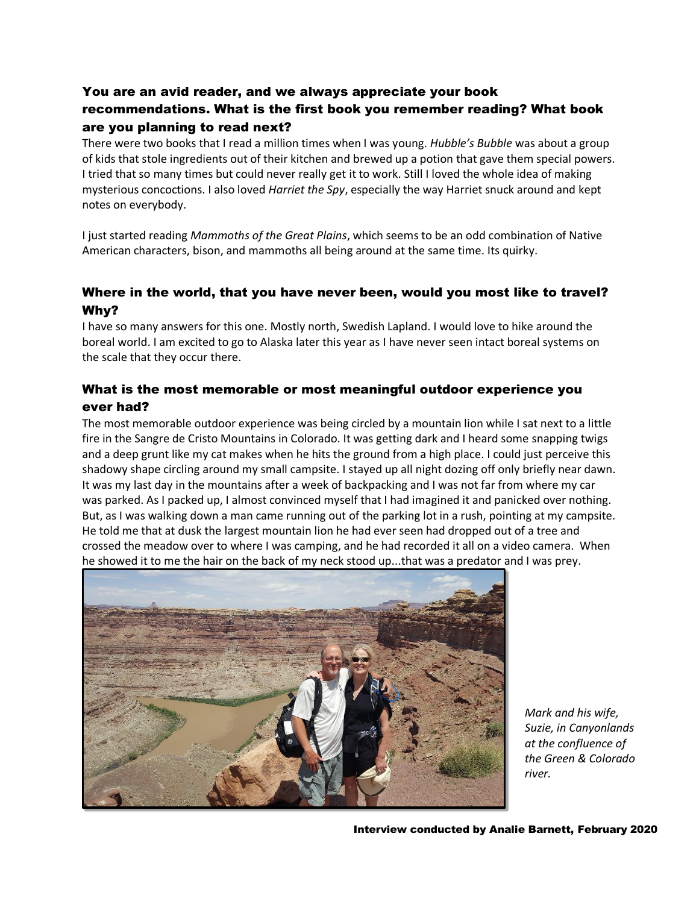### You are an avid reader, and we always appreciate your book recommendations. What is the first book you remember reading? What book are you planning to read next?

There were two books that I read a million times when I was young. *Hubble's Bubble* was about a group of kids that stole ingredients out of their kitchen and brewed up a potion that gave them special powers. I tried that so many times but could never really get it to work. Still I loved the whole idea of making mysterious concoctions. I also loved *Harriet the Spy*, especially the way Harriet snuck around and kept notes on everybody.

I just started reading *Mammoths of the Great Plains*, which seems to be an odd combination of Native American characters, bison, and mammoths all being around at the same time. Its quirky.

### Where in the world, that you have never been, would you most like to travel? Why?

I have so many answers for this one. Mostly north, Swedish Lapland. I would love to hike around the boreal world. I am excited to go to Alaska later this year as I have never seen intact boreal systems on the scale that they occur there.

### What is the most memorable or most meaningful outdoor experience you ever had?

The most memorable outdoor experience was being circled by a mountain lion while I sat next to a little fire in the Sangre de Cristo Mountains in Colorado. It was getting dark and I heard some snapping twigs and a deep grunt like my cat makes when he hits the ground from a high place. I could just perceive this shadowy shape circling around my small campsite. I stayed up all night dozing off only briefly near dawn. It was my last day in the mountains after a week of backpacking and I was not far from where my car was parked. As I packed up, I almost convinced myself that I had imagined it and panicked over nothing. But, as I was walking down a man came running out of the parking lot in a rush, pointing at my campsite. He told me that at dusk the largest mountain lion he had ever seen had dropped out of a tree and crossed the meadow over to where I was camping, and he had recorded it all on a video camera. When he showed it to me the hair on the back of my neck stood up...that was a predator and I was prey.

*Mark and his wife, Suzie, in Canyonlands at the confluence of the Green & Colorado river.*

**Interview conducted by Analie Barnett, February 2020**